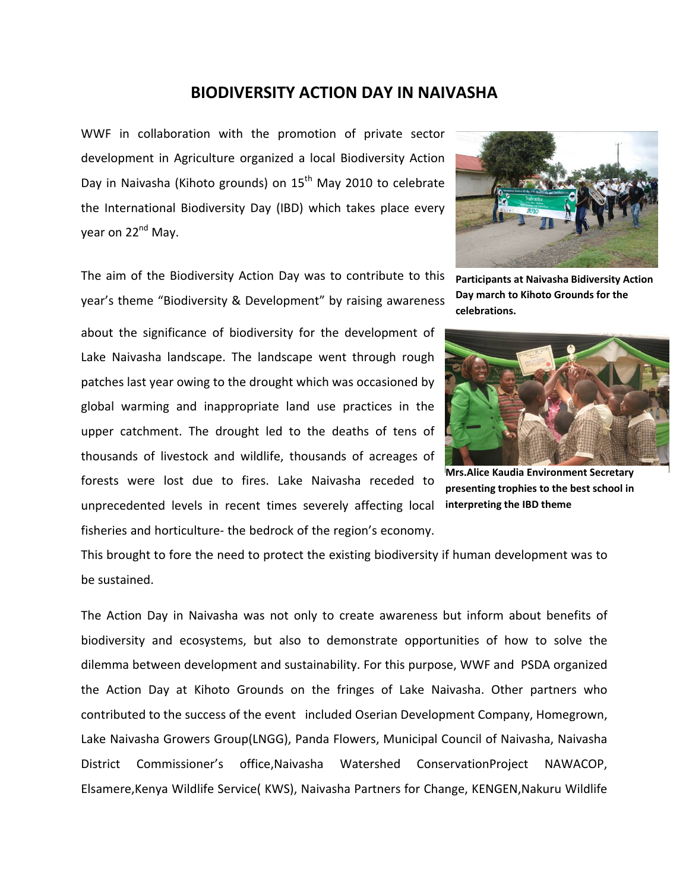# BIODIVERSITY ACTION DAY IN NAIVASHA

WWF in collaboration with the promotion of private sector development in Agriculture organized a local Biodiversity Action Day in Naivasha (Kihoto grounds) on 15th May 2010 to celebrate the International Biodiversity Day (IBD) which takes place every year on 22nd May.

**Participants at Naivasha Bidiversity Action Day march to Kihoto Grounds for the celebrations.**

The aim of the Biodiversity Action Day was to contribute to this year's theme "Biodiversity & Development" by raising awareness about the significance of biodiversity for the development of Lake Naivasha landscape. The landscape went through rough patches last year owing to the drought which was occasioned by global warming and inappropriate land use practices in the upper catchment. The drought led to the deaths of tens of thousands of livestock and wildlife, thousands of acreages of forests were lost due to fires. Lake Naivasha receded to unprecedented levels in recent times severely affecting local fisheries and horticulture- the bedrock of the region's economy. This brought to fore the need to protect the existing biodiversity if human development was to be sustained.

**Mrs.Alice Kaudia Environment Secretary presenting trophies to the best school in interpreting the IBD theme**

The Action Day in Naivasha was not only to create awareness but inform about benefits of biodiversity and ecosystems, but also to demonstrate opportunities of how to solve the dilemma between development and sustainability. For this purpose, WWF and PSDA organized the Action Day at Kihoto Grounds on the fringes of Lake Naivasha. Other partners who contributed to the success of the event included Oserian Development Company, Homegrown, Lake Naivasha Growers Group(LNGG), Panda Flowers, Municipal Council of Naivasha, Naivasha District Commissioner's office,Naivasha Watershed ConservationProject NAWACOP, Elsamere,Kenya Wildlife Service( KWS), Naivasha Partners for Change, KENGEN,Nakuru Wildlife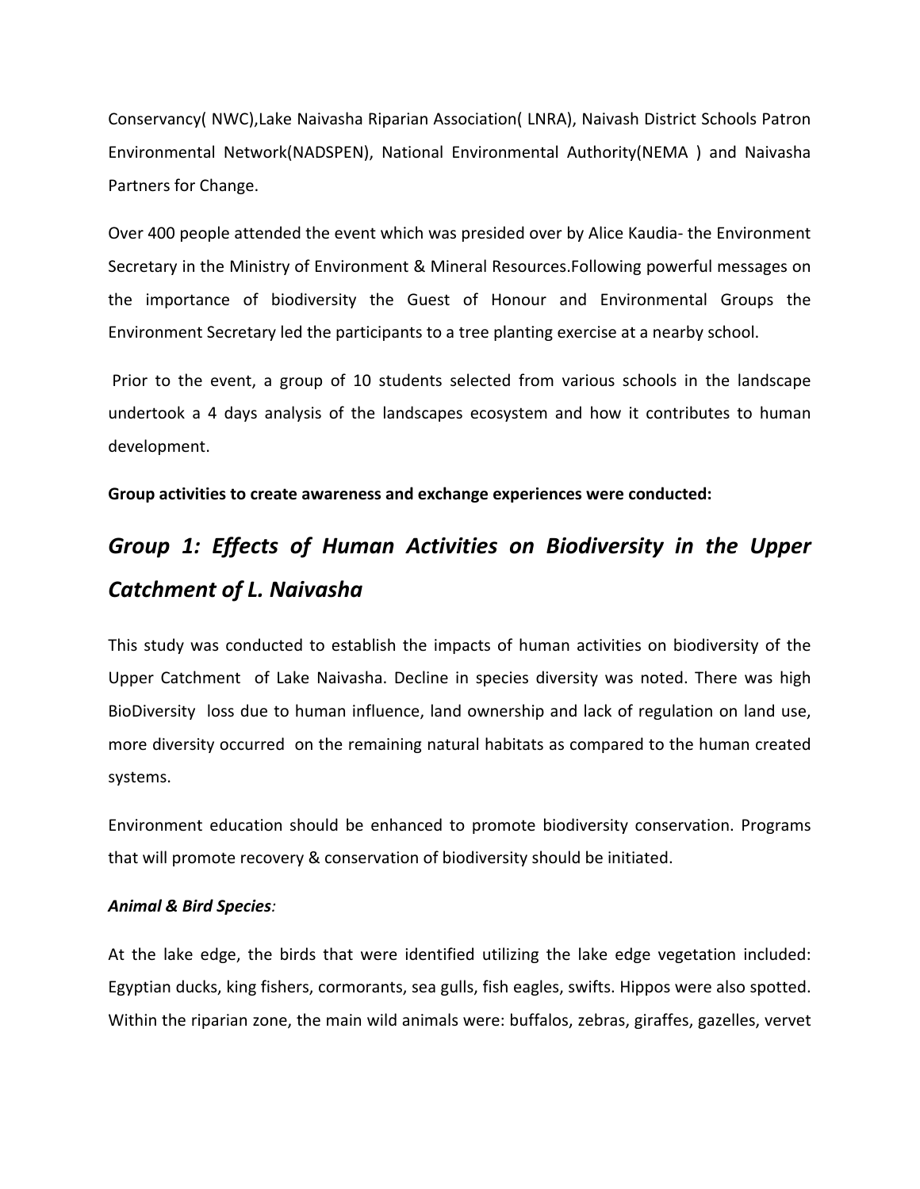Conservancy( NWC),Lake Naivasha Riparian Association( LNRA), Naivash District Schools Patron Environmental Network(NADSPEN), National Environmental Authority(NEMA ) and Naivasha Partners for Change.

Over 400 people attended the event which was presided over by Alice Kaudia- the Environment Secretary in the Ministry of Environment & Mineral Resources.Following powerful messages on the importance of biodiversity the Guest of Honour and Environmental Groups the Environment Secretary led the participants to a tree planting exercise at a nearby school.

Prior to the event, a group of 10 students selected from various schools in the landscape undertook a 4 days analysis of the landscapes ecosystem and how it contributes to human development.

**Group activities to create awareness and exchange experiences were conducted:**

## *Group 1: Effects of Human Activities on Biodiversity in the Upper Catchment of L. Naivasha*

This study was conducted to establish the impacts of human activities on biodiversity of the Upper Catchment of Lake Naivasha. Decline in species diversity was noted. There was high BioDiversity loss due to human influence, land ownership and lack of regulation on land use, more diversity occurred on the remaining natural habitats as compared to the human created systems.

Environment education should be enhanced to promote biodiversity conservation. Programs that will promote recovery & conservation of biodiversity should be initiated.

***Animal & Bird Species**:*

At the lake edge, the birds that were identified utilizing the lake edge vegetation included: Egyptian ducks, king fishers, cormorants, sea gulls, fish eagles, swifts. Hippos were also spotted. Within the riparian zone, the main wild animals were: buffalos, zebras, giraffes, gazelles, vervet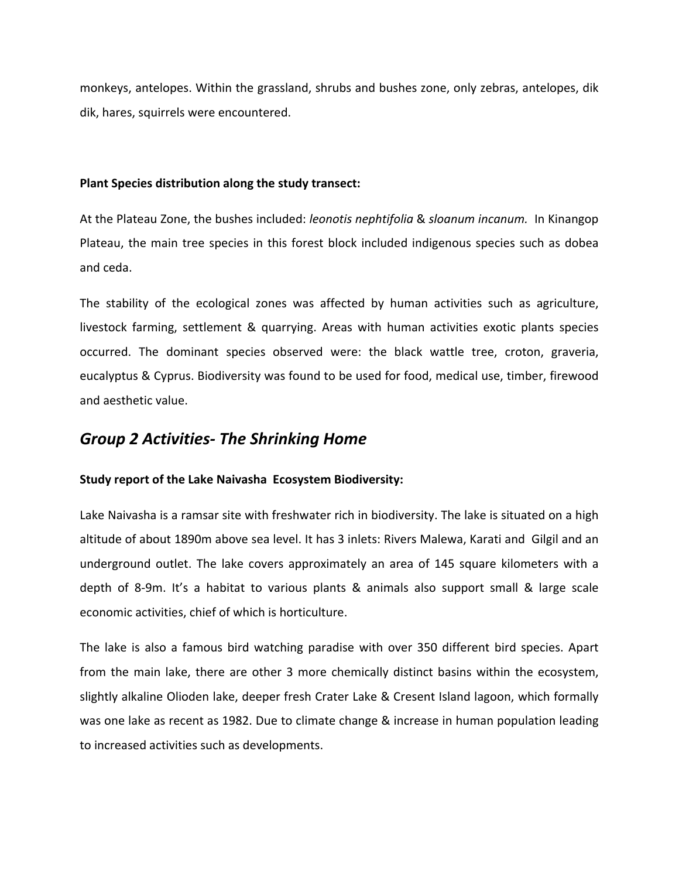monkeys, antelopes. Within the grassland, shrubs and bushes zone, only zebras, antelopes, dik dik, hares, squirrels were encountered.

**Plant Species distribution along the study transect:**

At the Plateau Zone, the bushes included: *leonotis nephtifolia* & *sloanum incanum.* In Kinangop Plateau, the main tree species in this forest block included indigenous species such as dobea and ceda.

The stability of the ecological zones was affected by human activities such as agriculture, livestock farming, settlement & quarrying. Areas with human activities exotic plants species occurred. The dominant species observed were: the black wattle tree, croton, graveria, eucalyptus & Cyprus. Biodiversity was found to be used for food, medical use, timber, firewood and aesthetic value.

## *Group 2 Activities- The Shrinking Home*

**Study report of the Lake Naivasha Ecosystem Biodiversity:**

Lake Naivasha is a ramsar site with freshwater rich in biodiversity. The lake is situated on a high altitude of about 1890m above sea level. It has 3 inlets: Rivers Malewa, Karati and Gilgil and an underground outlet. The lake covers approximately an area of 145 square kilometers with a depth of 8-9m. It's a habitat to various plants & animals also support small & large scale economic activities, chief of which is horticulture.

The lake is also a famous bird watching paradise with over 350 different bird species. Apart from the main lake, there are other 3 more chemically distinct basins within the ecosystem, slightly alkaline Olioden lake, deeper fresh Crater Lake & Cresent Island lagoon, which formally was one lake as recent as 1982. Due to climate change & increase in human population leading to increased activities such as developments.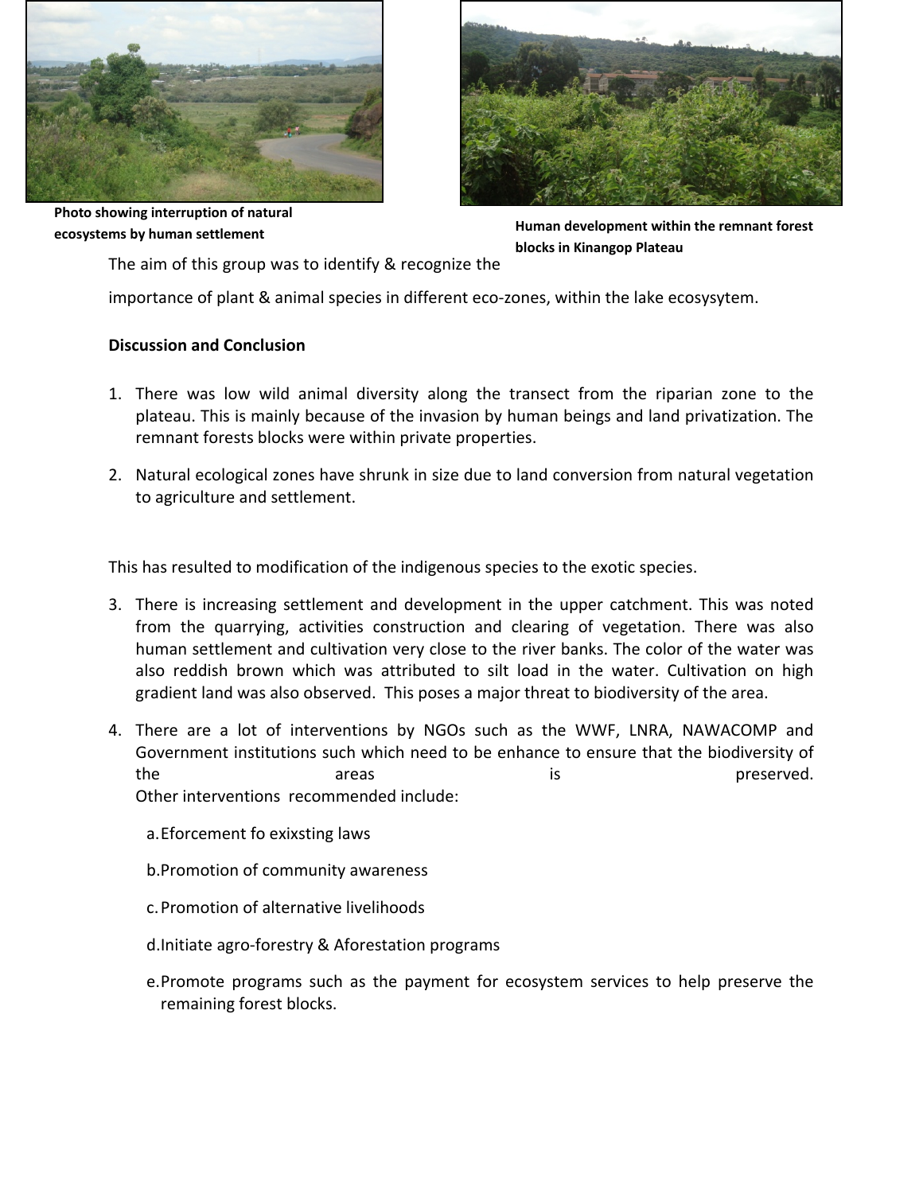Photo showing interruption of natural ecosystems by human settlement

Human development within the remnant forest blocks in Kinangop Plateau

The aim of this group was to identify & recognize the importance of plant & animal species in different eco-zones, within the lake ecosysytem.

**Discussion and Conclusion**

1. There was low wild animal diversity along the transect from the riparian zone to the plateau. This is mainly because of the invasion by human beings and land privatization. The remnant forests blocks were within private properties.

2. Natural ecological zones have shrunk in size due to land conversion from natural vegetation to agriculture and settlement.

This has resulted to modification of the indigenous species to the exotic species.

3. There is increasing settlement and development in the upper catchment. This was noted from the quarrying, activities construction and clearing of vegetation. There was also human settlement and cultivation very close to the river banks. The color of the water was also reddish brown which was attributed to silt load in the water. Cultivation on high gradient land was also observed. This poses a major threat to biodiversity of the area.

4. There are a lot of interventions by NGOs such as the WWF, LNRA, NAWACOMP and Government institutions such which need to be enhance to ensure that the biodiversity of the areas is preserved.
   Other interventions recommended include:

   a. Eforcement fo exixsting laws

   b. Promotion of community awareness

   c. Promotion of alternative livelihoods

   d. Initiate agro-forestry & Aforestation programs

   e. Promote programs such as the payment for ecosystem services to help preserve the remaining forest blocks.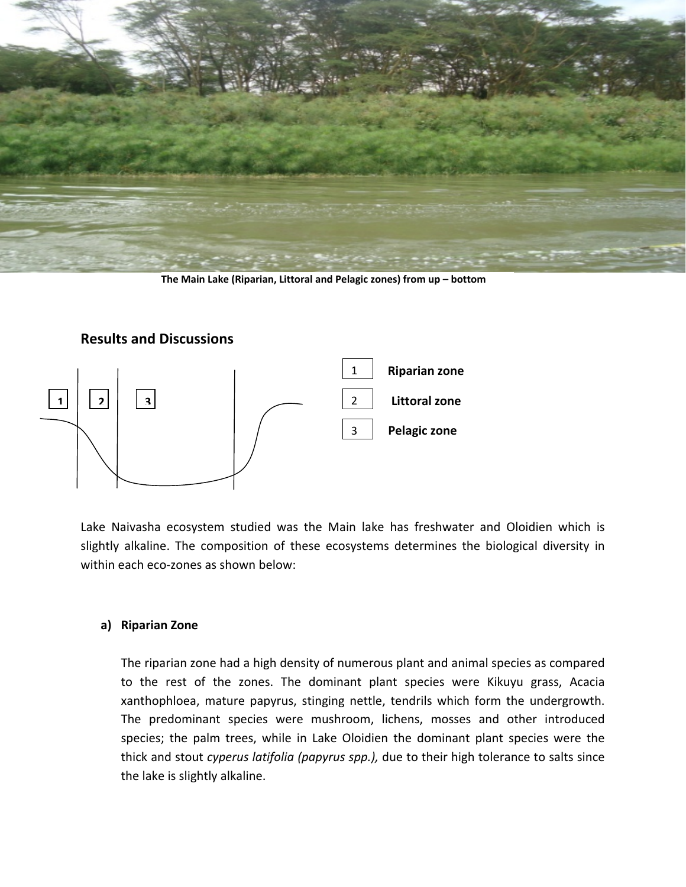The Main Lake (Riparian, Littoral and Pelagic zones) from up – bottom

## Results and Discussions

| | |
|---|---|
| 1 | Riparian zone |
| 2 | Littoral zone |
| 3 | Pelagic zone |

Lake Naivasha ecosystem studied was the Main lake has freshwater and Oloidien which is slightly alkaline. The composition of these ecosystems determines the biological diversity in within each eco-zones as shown below:

**a) Riparian Zone**

The riparian zone had a high density of numerous plant and animal species as compared to the rest of the zones. The dominant plant species were Kikuyu grass, Acacia xanthophloea, mature papyrus, stinging nettle, tendrils which form the undergrowth. The predominant species were mushroom, lichens, mosses and other introduced species; the palm trees, while in Lake Oloidien the dominant plant species were the thick and stout *cyperus latifolia (papyrus spp.),* due to their high tolerance to salts since the lake is slightly alkaline.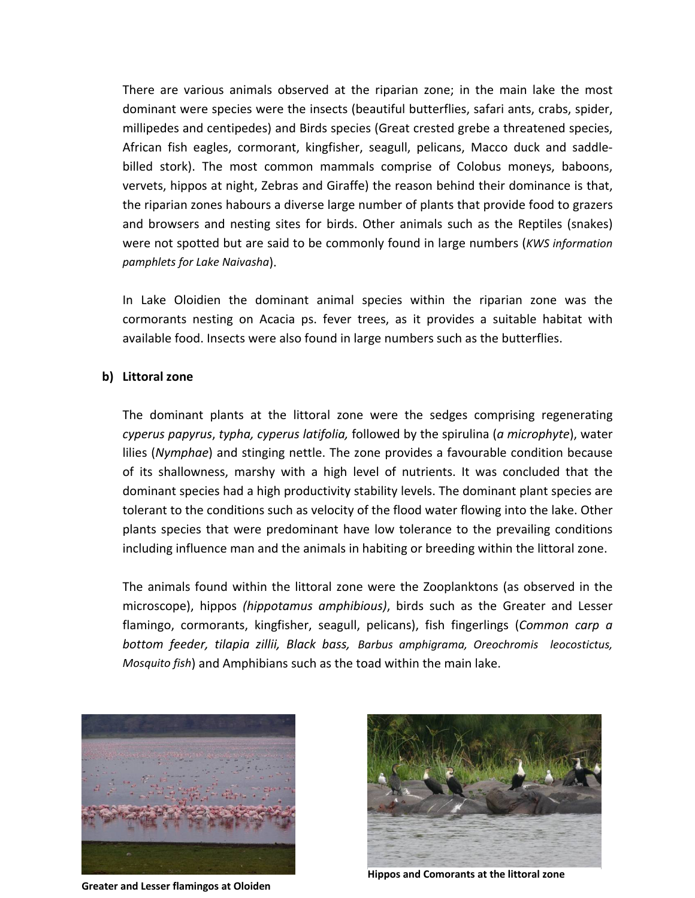There are various animals observed at the riparian zone; in the main lake the most dominant were species were the insects (beautiful butterflies, safari ants, crabs, spider, millipedes and centipedes) and Birds species (Great crested grebe a threatened species, African fish eagles, cormorant, kingfisher, seagull, pelicans, Macco duck and saddle-billed stork). The most common mammals comprise of Colobus moneys, baboons, vervets, hippos at night, Zebras and Giraffe) the reason behind their dominance is that, the riparian zones habours a diverse large number of plants that provide food to grazers and browsers and nesting sites for birds. Other animals such as the Reptiles (snakes) were not spotted but are said to be commonly found in large numbers (*KWS information pamphlets for Lake Naivasha*).

In Lake Oloidien the dominant animal species within the riparian zone was the cormorants nesting on Acacia ps. fever trees, as it provides a suitable habitat with available food. Insects were also found in large numbers such as the butterflies.

**b) Littoral zone**

The dominant plants at the littoral zone were the sedges comprising regenerating *cyperus papyrus*, *typha, cyperus latifolia,* followed by the spirulina (*a microphyte*), water lilies (*Nymphae*) and stinging nettle. The zone provides a favourable condition because of its shallowness, marshy with a high level of nutrients. It was concluded that the dominant species had a high productivity stability levels. The dominant plant species are tolerant to the conditions such as velocity of the flood water flowing into the lake. Other plants species that were predominant have low tolerance to the prevailing conditions including influence man and the animals in habiting or breeding within the littoral zone.

The animals found within the littoral zone were the Zooplanktons (as observed in the microscope), hippos *(hippotamus amphibious)*, birds such as the Greater and Lesser flamingo, cormorants, kingfisher, seagull, pelicans), fish fingerlings (*Common carp a bottom feeder, tilapia zillii, Black bass, Barbus amphigrama, Oreochromis leocostictus, Mosquito fish*) and Amphibians such as the toad within the main lake.

**Greater and Lesser flamingos at Oloiden**

**Hippos and Comorants at the littoral zone**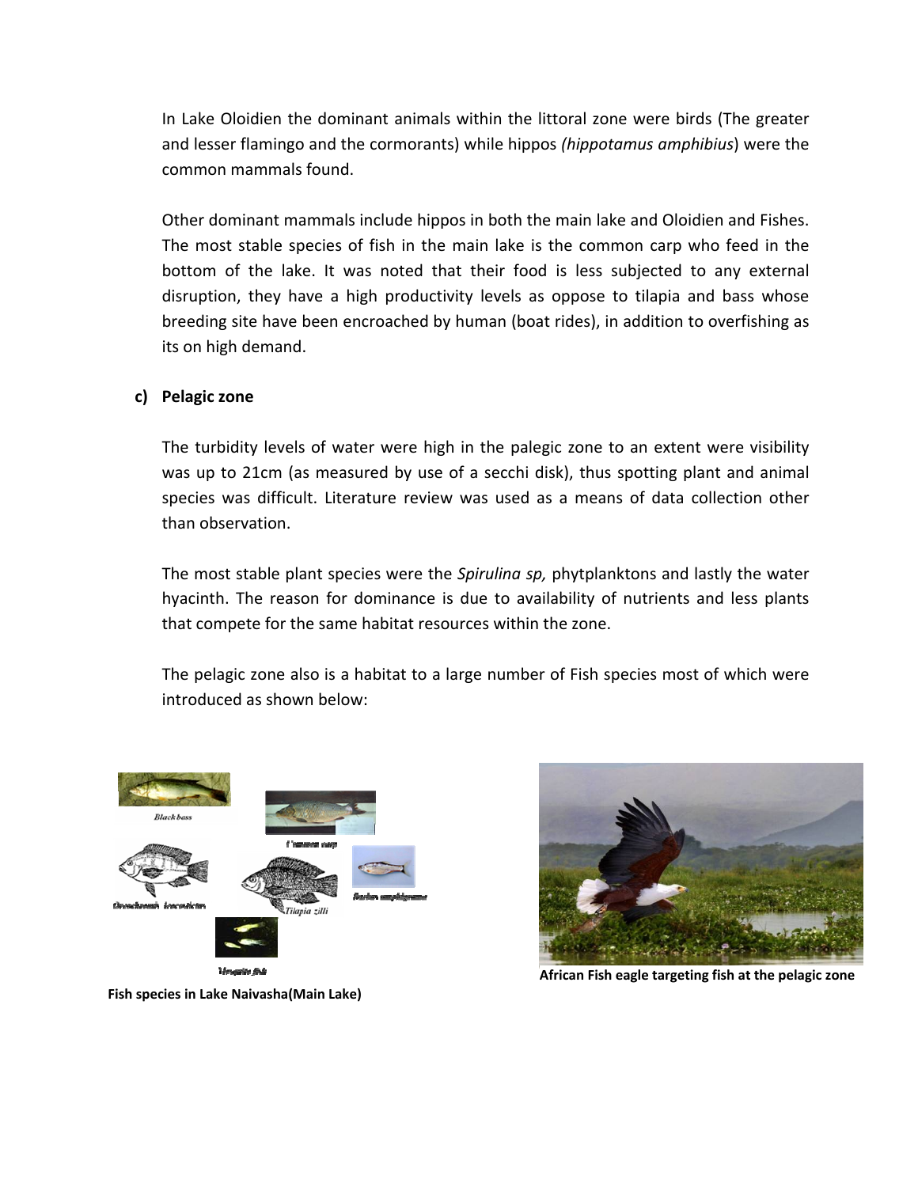In Lake Oloidien the dominant animals within the littoral zone were birds (The greater and lesser flamingo and the cormorants) while hippos *(hippotamus amphibius*) were the common mammals found.

Other dominant mammals include hippos in both the main lake and Oloidien and Fishes. The most stable species of fish in the main lake is the common carp who feed in the bottom of the lake. It was noted that their food is less subjected to any external disruption, they have a high productivity levels as oppose to tilapia and bass whose breeding site have been encroached by human (boat rides), in addition to overfishing as its on high demand.

**c) Pelagic zone**

The turbidity levels of water were high in the palegic zone to an extent were visibility was up to 21cm (as measured by use of a secchi disk), thus spotting plant and animal species was difficult. Literature review was used as a means of data collection other than observation.

The most stable plant species were the *Spirulina sp,* phytplanktons and lastly the water hyacinth. The reason for dominance is due to availability of nutrients and less plants that compete for the same habitat resources within the zone.

The pelagic zone also is a habitat to a large number of Fish species most of which were introduced as shown below:

**Fish species in Lake Naivasha(Main Lake)**

**African Fish eagle targeting fish at the pelagic zone**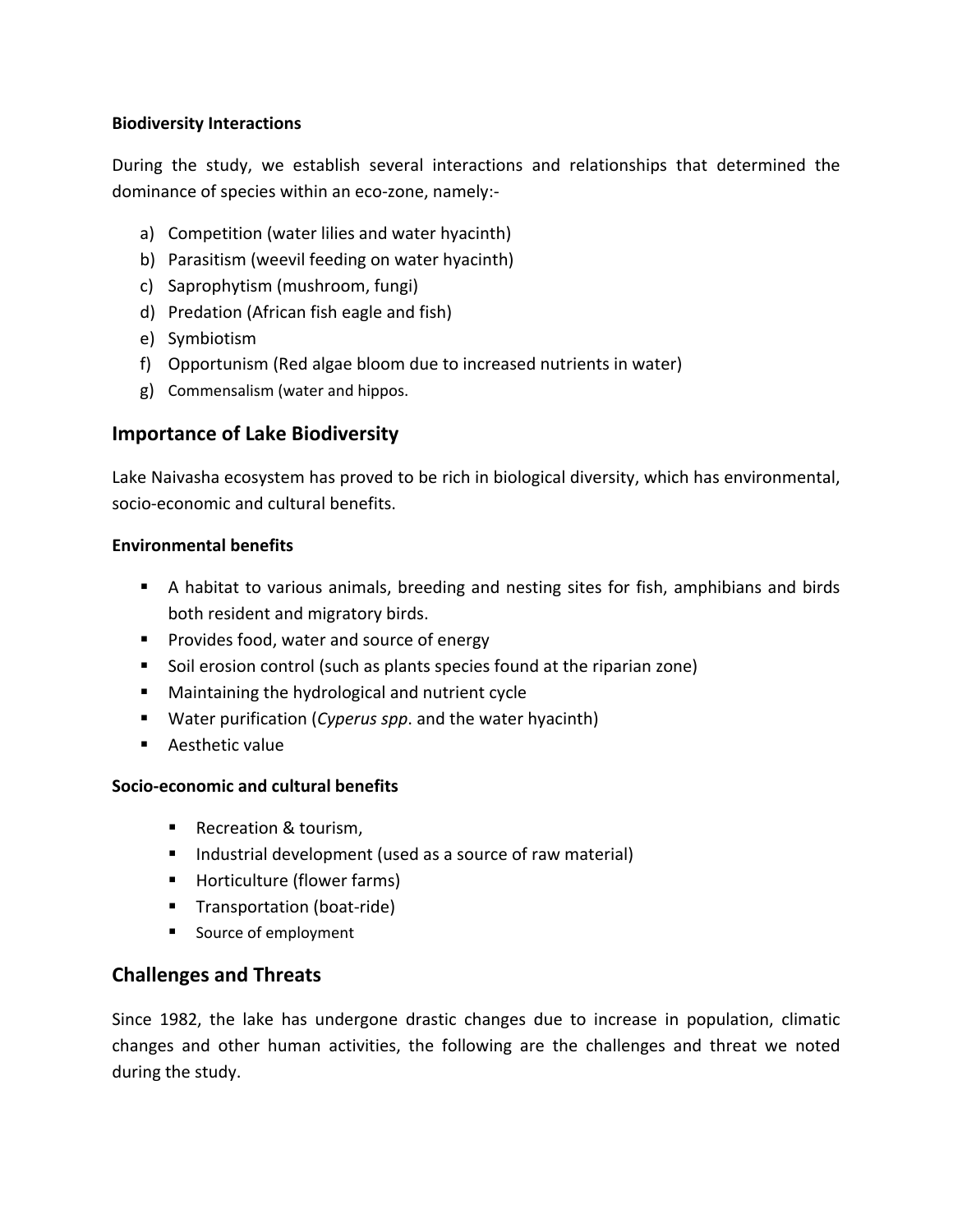**Biodiversity Interactions**

During the study, we establish several interactions and relationships that determined the dominance of species within an eco-zone, namely:-

a) Competition (water lilies and water hyacinth)
b) Parasitism (weevil feeding on water hyacinth)
c) Saprophytism (mushroom, fungi)
d) Predation (African fish eagle and fish)
e) Symbiotism
f) Opportunism (Red algae bloom due to increased nutrients in water)
g) Commensalism (water and hippos.

## Importance of Lake Biodiversity

Lake Naivasha ecosystem has proved to be rich in biological diversity, which has environmental, socio-economic and cultural benefits.

**Environmental benefits**

- A habitat to various animals, breeding and nesting sites for fish, amphibians and birds both resident and migratory birds.
- Provides food, water and source of energy
- Soil erosion control (such as plants species found at the riparian zone)
- Maintaining the hydrological and nutrient cycle
- Water purification (*Cyperus spp*. and the water hyacinth)
- Aesthetic value

**Socio-economic and cultural benefits**

- Recreation & tourism,
- Industrial development (used as a source of raw material)
- Horticulture (flower farms)
- Transportation (boat-ride)
- Source of employment

## Challenges and Threats

Since 1982, the lake has undergone drastic changes due to increase in population, climatic changes and other human activities, the following are the challenges and threat we noted during the study.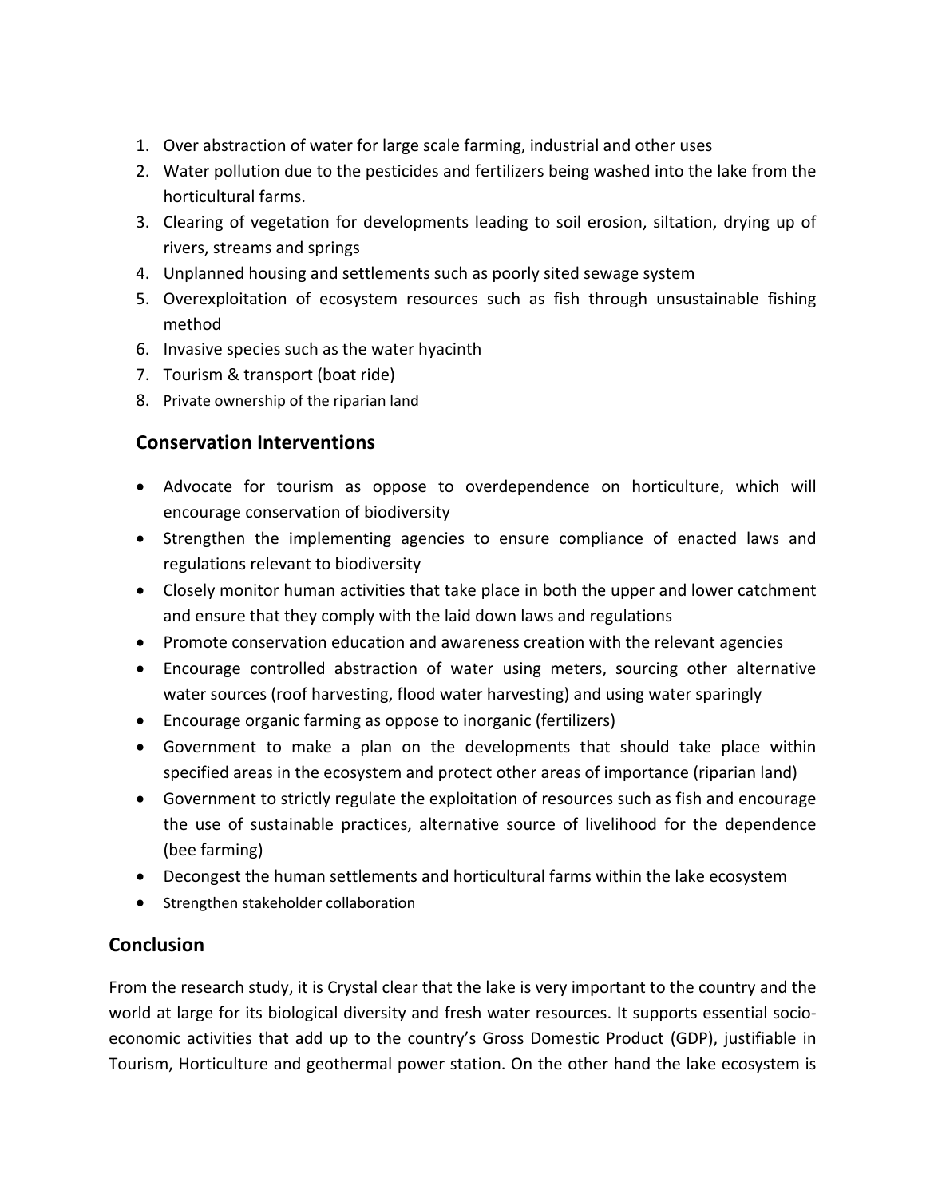1. Over abstraction of water for large scale farming, industrial and other uses
2. Water pollution due to the pesticides and fertilizers being washed into the lake from the horticultural farms.
3. Clearing of vegetation for developments leading to soil erosion, siltation, drying up of rivers, streams and springs
4. Unplanned housing and settlements such as poorly sited sewage system
5. Overexploitation of ecosystem resources such as fish through unsustainable fishing method
6. Invasive species such as the water hyacinth
7. Tourism & transport (boat ride)
8. Private ownership of the riparian land

## Conservation Interventions

- Advocate for tourism as oppose to overdependence on horticulture, which will encourage conservation of biodiversity
- Strengthen the implementing agencies to ensure compliance of enacted laws and regulations relevant to biodiversity
- Closely monitor human activities that take place in both the upper and lower catchment and ensure that they comply with the laid down laws and regulations
- Promote conservation education and awareness creation with the relevant agencies
- Encourage controlled abstraction of water using meters, sourcing other alternative water sources (roof harvesting, flood water harvesting) and using water sparingly
- Encourage organic farming as oppose to inorganic (fertilizers)
- Government to make a plan on the developments that should take place within specified areas in the ecosystem and protect other areas of importance (riparian land)
- Government to strictly regulate the exploitation of resources such as fish and encourage the use of sustainable practices, alternative source of livelihood for the dependence (bee farming)
- Decongest the human settlements and horticultural farms within the lake ecosystem
- Strengthen stakeholder collaboration

## Conclusion

From the research study, it is Crystal clear that the lake is very important to the country and the world at large for its biological diversity and fresh water resources. It supports essential socio-economic activities that add up to the country's Gross Domestic Product (GDP), justifiable in Tourism, Horticulture and geothermal power station. On the other hand the lake ecosystem is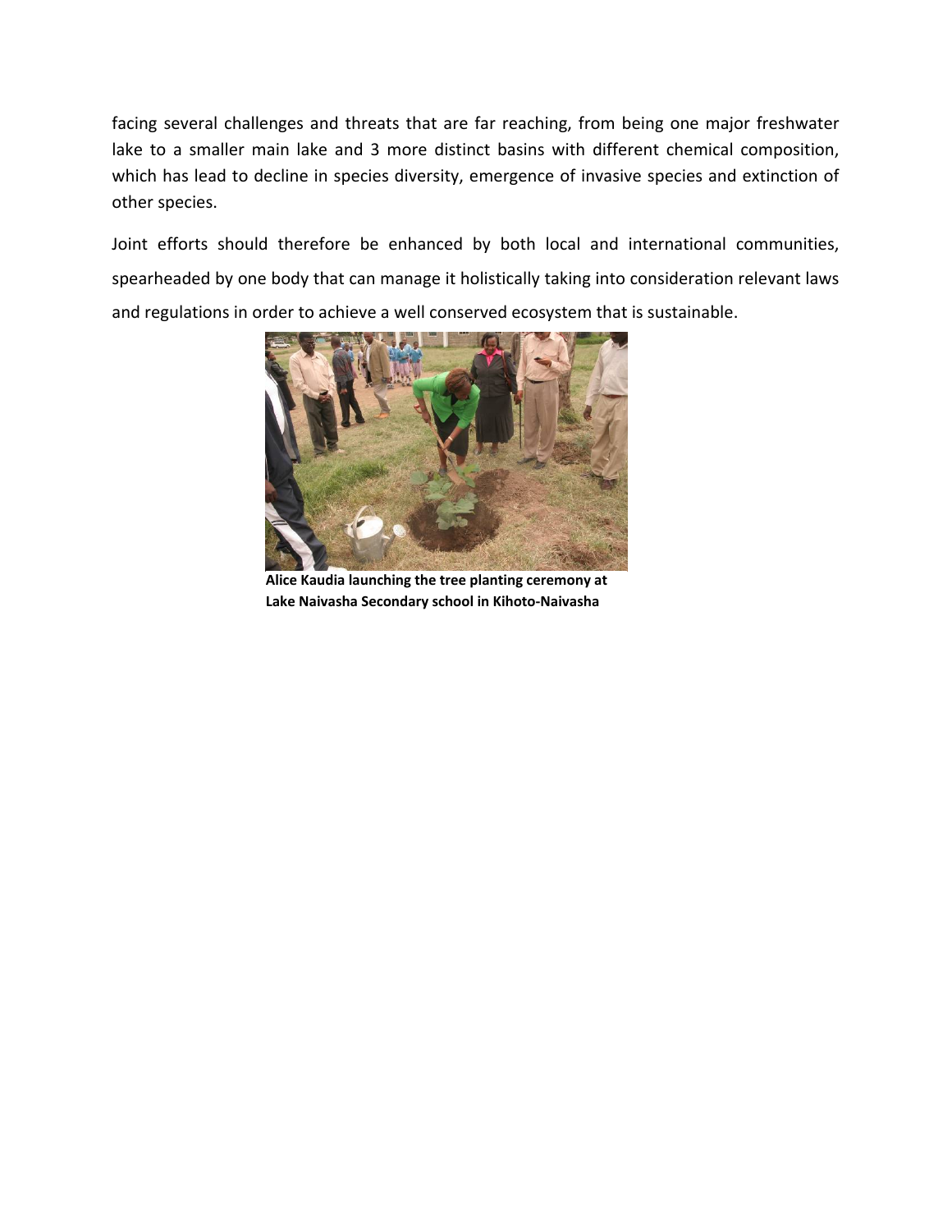facing several challenges and threats that are far reaching, from being one major freshwater lake to a smaller main lake and 3 more distinct basins with different chemical composition, which has lead to decline in species diversity, emergence of invasive species and extinction of other species.

Joint efforts should therefore be enhanced by both local and international communities, spearheaded by one body that can manage it holistically taking into consideration relevant laws and regulations in order to achieve a well conserved ecosystem that is sustainable.

**Alice Kaudia launching the tree planting ceremony at Lake Naivasha Secondary school in Kihoto-Naivasha**